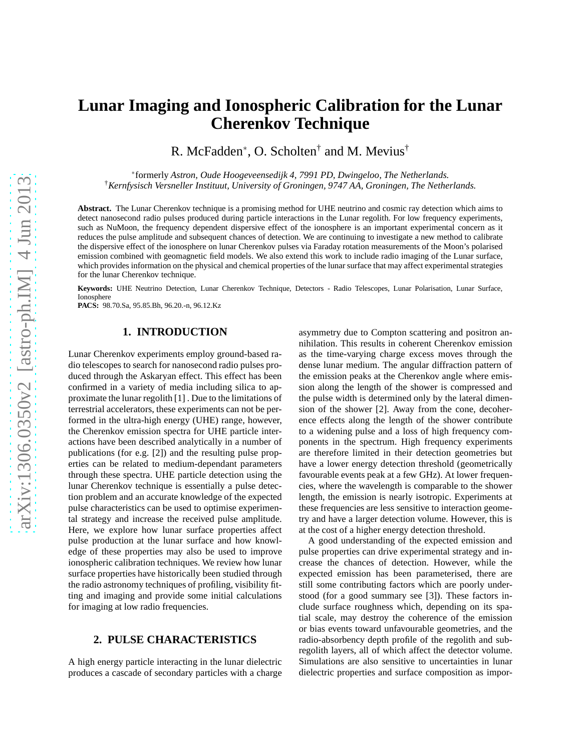# Lunar Imaging and Ionospheric Calibration for the Lunar Cherenkov Technique

R. McFadden*, O. Scholten† and M. Mevius†

*formerly *Astron, Oude Hoogeveensedijk 4, 7991 PD, Dwingeloo, The Netherlands.*
†*Kernfysisch Versneller Instituut, University of Groningen, 9747 AA, Groningen, The Netherlands.*

**Abstract.** The Lunar Cherenkov technique is a promising method for UHE neutrino and cosmic ray detection which aims to detect nanosecond radio pulses produced during particle interactions in the Lunar regolith. For low frequency experiments, such as NuMoon, the frequency dependent dispersive effect of the ionosphere is an important experimental concern as it reduces the pulse amplitude and subsequent chances of detection. We are continuing to investigate a new method to calibrate the dispersive effect of the ionosphere on lunar Cherenkov pulses via Faraday rotation measurements of the Moon's polarised emission combined with geomagnetic field models. We also extend this work to include radio imaging of the Lunar surface, which provides information on the physical and chemical properties of the lunar surface that may affect experimental strategies for the lunar Cherenkov technique.

**Keywords:** UHE Neutrino Detection, Lunar Cherenkov Technique, Detectors - Radio Telescopes, Lunar Polarisation, Lunar Surface, Ionosphere
**PACS:** 98.70.Sa, 95.85.Bh, 96.20.-n, 96.12.Kz

## 1. INTRODUCTION

Lunar Cherenkov experiments employ ground-based radio telescopes to search for nanosecond radio pulses produced through the Askaryan effect. This effect has been confirmed in a variety of media including silica to approximate the lunar regolith [1] . Due to the limitations of terrestrial accelerators, these experiments can not be performed in the ultra-high energy (UHE) range, however, the Cherenkov emission spectra for UHE particle interactions have been described analytically in a number of publications (for e.g. [2]) and the resulting pulse properties can be related to medium-dependant parameters through these spectra. UHE particle detection using the lunar Cherenkov technique is essentially a pulse detection problem and an accurate knowledge of the expected pulse characteristics can be used to optimise experimental strategy and increase the received pulse amplitude. Here, we explore how lunar surface properties affect pulse production at the lunar surface and how knowledge of these properties may also be used to improve ionospheric calibration techniques. We review how lunar surface properties have historically been studied through the radio astronomy techniques of profiling, visibility fitting and imaging and provide some initial calculations for imaging at low radio frequencies.

## 2. PULSE CHARACTERISTICS

A high energy particle interacting in the lunar dielectric produces a cascade of secondary particles with a charge asymmetry due to Compton scattering and positron annihilation. This results in coherent Cherenkov emission as the time-varying charge excess moves through the dense lunar medium. The angular diffraction pattern of the emission peaks at the Cherenkov angle where emission along the length of the shower is compressed and the pulse width is determined only by the lateral dimension of the shower [2]. Away from the cone, decoherence effects along the length of the shower contribute to a widening pulse and a loss of high frequency components in the spectrum. High frequency experiments are therefore limited in their detection geometries but have a lower energy detection threshold (geometrically favourable events peak at a few GHz). At lower frequencies, where the wavelength is comparable to the shower length, the emission is nearly isotropic. Experiments at these frequencies are less sensitive to interaction geometry and have a larger detection volume. However, this is at the cost of a higher energy detection threshold.

A good understanding of the expected emission and pulse properties can drive experimental strategy and increase the chances of detection. However, while the expected emission has been parameterised, there are still some contributing factors which are poorly understood (for a good summary see [3]). These factors include surface roughness which, depending on its spatial scale, may destroy the coherence of the emission or bias events toward unfavourable geometries, and the radio-absorbency depth profile of the regolith and sub-regolith layers, all of which affect the detector volume. Simulations are also sensitive to uncertainties in lunar dielectric properties and surface composition as impor-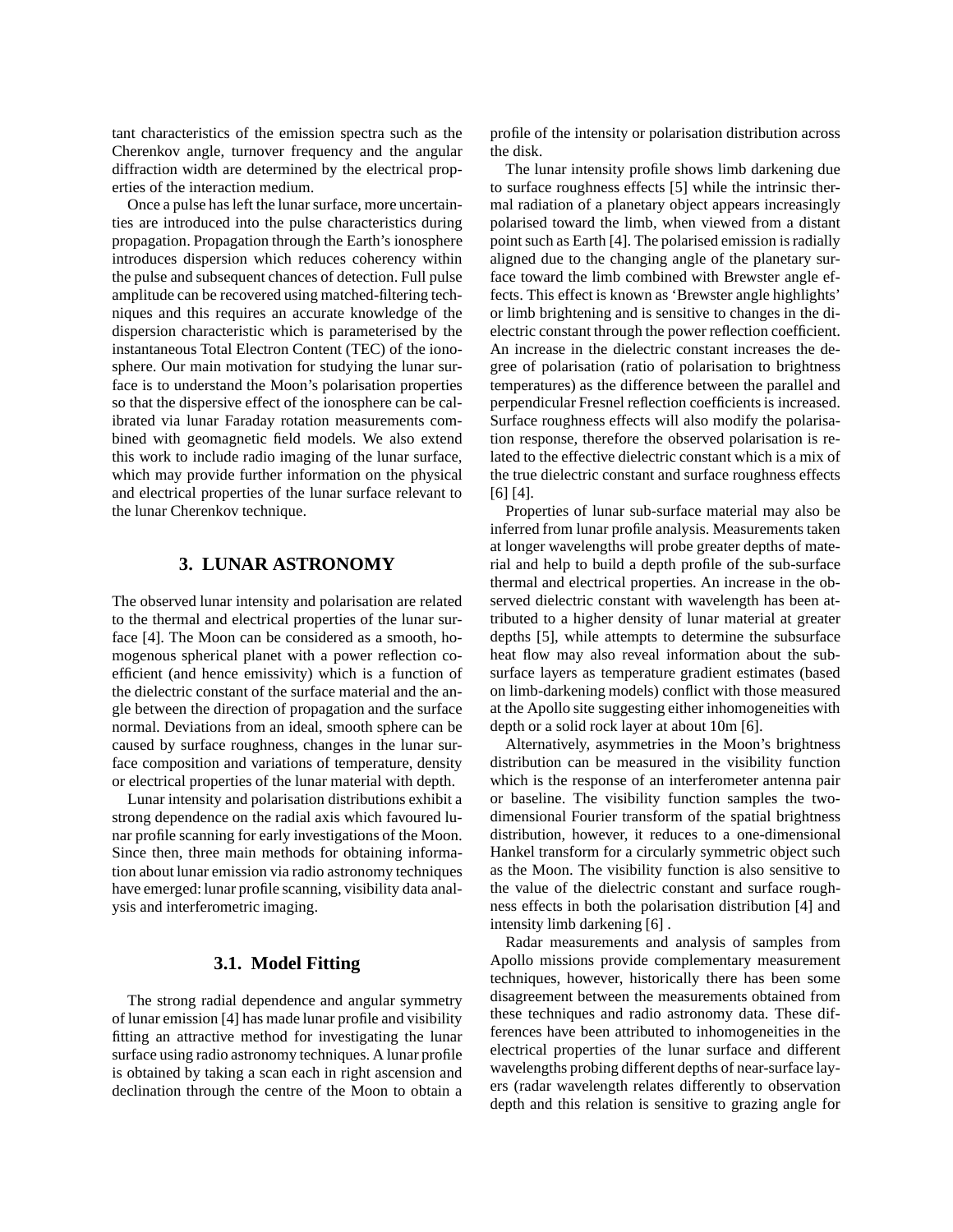tant characteristics of the emission spectra such as the Cherenkov angle, turnover frequency and the angular diffraction width are determined by the electrical properties of the interaction medium.

Once a pulse has left the lunar surface, more uncertainties are introduced into the pulse characteristics during propagation. Propagation through the Earth's ionosphere introduces dispersion which reduces coherency within the pulse and subsequent chances of detection. Full pulse amplitude can be recovered using matched-filtering techniques and this requires an accurate knowledge of the dispersion characteristic which is parameterised by the instantaneous Total Electron Content (TEC) of the ionosphere. Our main motivation for studying the lunar surface is to understand the Moon's polarisation properties so that the dispersive effect of the ionosphere can be calibrated via lunar Faraday rotation measurements combined with geomagnetic field models. We also extend this work to include radio imaging of the lunar surface, which may provide further information on the physical and electrical properties of the lunar surface relevant to the lunar Cherenkov technique.

## 3. LUNAR ASTRONOMY

The observed lunar intensity and polarisation are related to the thermal and electrical properties of the lunar surface [4]. The Moon can be considered as a smooth, homogenous spherical planet with a power reflection coefficient (and hence emissivity) which is a function of the dielectric constant of the surface material and the angle between the direction of propagation and the surface normal. Deviations from an ideal, smooth sphere can be caused by surface roughness, changes in the lunar surface composition and variations of temperature, density or electrical properties of the lunar material with depth.

Lunar intensity and polarisation distributions exhibit a strong dependence on the radial axis which favoured lunar profile scanning for early investigations of the Moon. Since then, three main methods for obtaining information about lunar emission via radio astronomy techniques have emerged: lunar profile scanning, visibility data analysis and interferometric imaging.

### 3.1. Model Fitting

The strong radial dependence and angular symmetry of lunar emission [4] has made lunar profile and visibility fitting an attractive method for investigating the lunar surface using radio astronomy techniques. A lunar profile is obtained by taking a scan each in right ascension and declination through the centre of the Moon to obtain a profile of the intensity or polarisation distribution across the disk.

The lunar intensity profile shows limb darkening due to surface roughness effects [5] while the intrinsic thermal radiation of a planetary object appears increasingly polarised toward the limb, when viewed from a distant point such as Earth [4]. The polarised emission is radially aligned due to the changing angle of the planetary surface toward the limb combined with Brewster angle effects. This effect is known as 'Brewster angle highlights' or limb brightening and is sensitive to changes in the dielectric constant through the power reflection coefficient. An increase in the dielectric constant increases the degree of polarisation (ratio of polarisation to brightness temperatures) as the difference between the parallel and perpendicular Fresnel reflection coefficients is increased. Surface roughness effects will also modify the polarisation response, therefore the observed polarisation is related to the effective dielectric constant which is a mix of the true dielectric constant and surface roughness effects [6] [4].

Properties of lunar sub-surface material may also be inferred from lunar profile analysis. Measurements taken at longer wavelengths will probe greater depths of material and help to build a depth profile of the sub-surface thermal and electrical properties. An increase in the observed dielectric constant with wavelength has been attributed to a higher density of lunar material at greater depths [5], while attempts to determine the subsurface heat flow may also reveal information about the subsurface layers as temperature gradient estimates (based on limb-darkening models) conflict with those measured at the Apollo site suggesting either inhomogeneities with depth or a solid rock layer at about 10m [6].

Alternatively, asymmetries in the Moon's brightness distribution can be measured in the visibility function which is the response of an interferometer antenna pair or baseline. The visibility function samples the two-dimensional Fourier transform of the spatial brightness distribution, however, it reduces to a one-dimensional Hankel transform for a circularly symmetric object such as the Moon. The visibility function is also sensitive to the value of the dielectric constant and surface roughness effects in both the polarisation distribution [4] and intensity limb darkening [6] .

Radar measurements and analysis of samples from Apollo missions provide complementary measurement techniques, however, historically there has been some disagreement between the measurements obtained from these techniques and radio astronomy data. These differences have been attributed to inhomogeneities in the electrical properties of the lunar surface and different wavelengths probing different depths of near-surface layers (radar wavelength relates differently to observation depth and this relation is sensitive to grazing angle for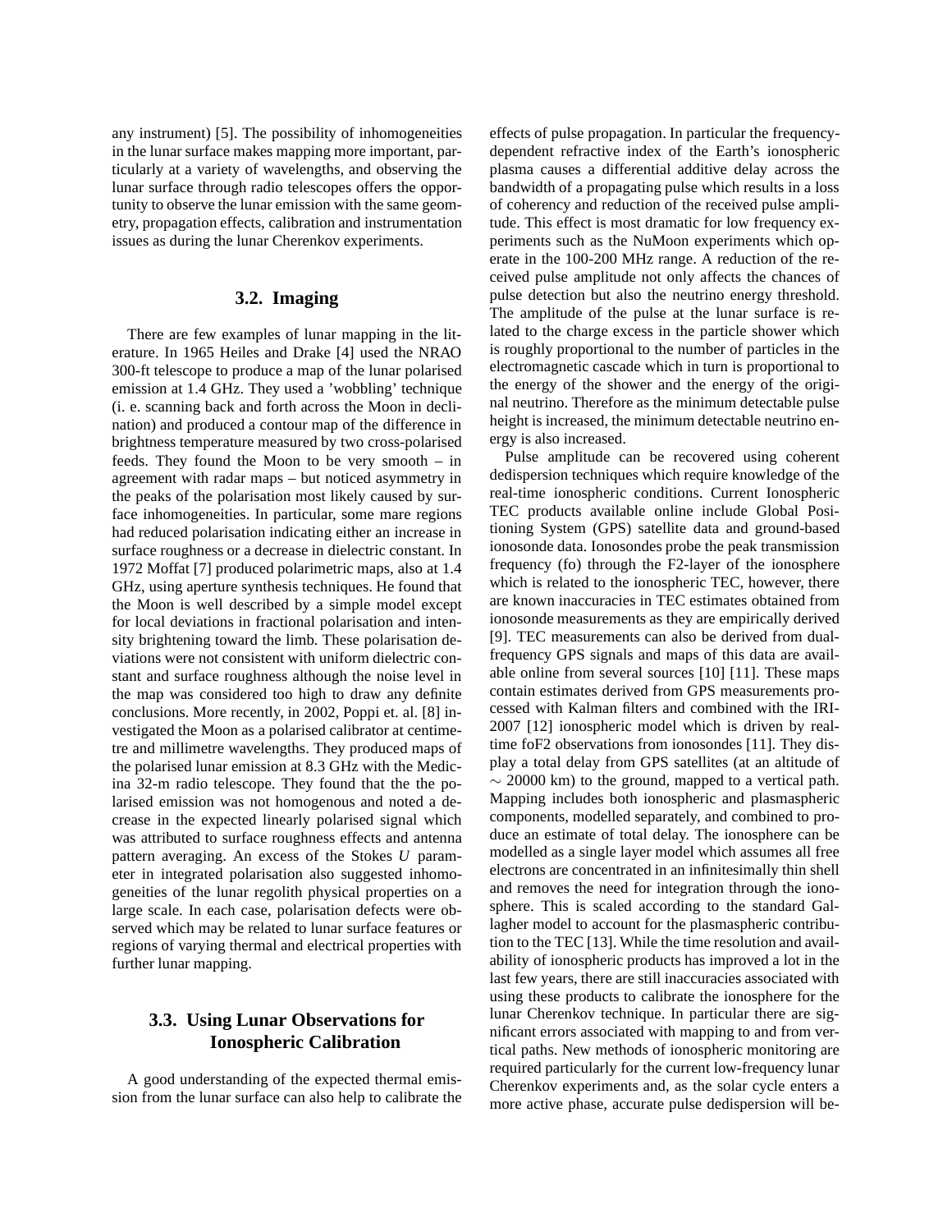any instrument) [5]. The possibility of inhomogeneities in the lunar surface makes mapping more important, particularly at a variety of wavelengths, and observing the lunar surface through radio telescopes offers the opportunity to observe the lunar emission with the same geometry, propagation effects, calibration and instrumentation issues as during the lunar Cherenkov experiments.

### 3.2. Imaging

There are few examples of lunar mapping in the literature. In 1965 Heiles and Drake [4] used the NRAO 300-ft telescope to produce a map of the lunar polarised emission at 1.4 GHz. They used a 'wobbling' technique (i. e. scanning back and forth across the Moon in declination) and produced a contour map of the difference in brightness temperature measured by two cross-polarised feeds. They found the Moon to be very smooth – in agreement with radar maps – but noticed asymmetry in the peaks of the polarisation most likely caused by surface inhomogeneities. In particular, some mare regions had reduced polarisation indicating either an increase in surface roughness or a decrease in dielectric constant. In 1972 Moffat [7] produced polarimetric maps, also at 1.4 GHz, using aperture synthesis techniques. He found that the Moon is well described by a simple model except for local deviations in fractional polarisation and intensity brightening toward the limb. These polarisation deviations were not consistent with uniform dielectric constant and surface roughness although the noise level in the map was considered too high to draw any definite conclusions. More recently, in 2002, Poppi et. al. [8] investigated the Moon as a polarised calibrator at centimetre and millimetre wavelengths. They produced maps of the polarised lunar emission at 8.3 GHz with the Medicina 32-m radio telescope. They found that the the polarised emission was not homogenous and noted a decrease in the expected linearly polarised signal which was attributed to surface roughness effects and antenna pattern averaging. An excess of the Stokes *U* parameter in integrated polarisation also suggested inhomogeneities of the lunar regolith physical properties on a large scale. In each case, polarisation defects were observed which may be related to lunar surface features or regions of varying thermal and electrical properties with further lunar mapping.

### 3.3. Using Lunar Observations for Ionospheric Calibration

A good understanding of the expected thermal emission from the lunar surface can also help to calibrate the effects of pulse propagation. In particular the frequency-dependent refractive index of the Earth's ionospheric plasma causes a differential additive delay across the bandwidth of a propagating pulse which results in a loss of coherency and reduction of the received pulse amplitude. This effect is most dramatic for low frequency experiments such as the NuMoon experiments which operate in the 100-200 MHz range. A reduction of the received pulse amplitude not only affects the chances of pulse detection but also the neutrino energy threshold. The amplitude of the pulse at the lunar surface is related to the charge excess in the particle shower which is roughly proportional to the number of particles in the electromagnetic cascade which in turn is proportional to the energy of the shower and the energy of the original neutrino. Therefore as the minimum detectable pulse height is increased, the minimum detectable neutrino energy is also increased.

Pulse amplitude can be recovered using coherent dedispersion techniques which require knowledge of the real-time ionospheric conditions. Current Ionospheric TEC products available online include Global Positioning System (GPS) satellite data and ground-based ionosonde data. Ionosondes probe the peak transmission frequency (fo) through the F2-layer of the ionosphere which is related to the ionospheric TEC, however, there are known inaccuracies in TEC estimates obtained from ionosonde measurements as they are empirically derived [9]. TEC measurements can also be derived from dual-frequency GPS signals and maps of this data are available online from several sources [10] [11]. These maps contain estimates derived from GPS measurements processed with Kalman filters and combined with the IRI-2007 [12] ionospheric model which is driven by real-time foF2 observations from ionosondes [11]. They display a total delay from GPS satellites (at an altitude of $\sim$ 20000 km) to the ground, mapped to a vertical path. Mapping includes both ionospheric and plasmaspheric components, modelled separately, and combined to produce an estimate of total delay. The ionosphere can be modelled as a single layer model which assumes all free electrons are concentrated in an infinitesimally thin shell and removes the need for integration through the ionosphere. This is scaled according to the standard Gallagher model to account for the plasmaspheric contribution to the TEC [13]. While the time resolution and availability of ionospheric products has improved a lot in the last few years, there are still inaccuracies associated with using these products to calibrate the ionosphere for the lunar Cherenkov technique. In particular there are significant errors associated with mapping to and from vertical paths. New methods of ionospheric monitoring are required particularly for the current low-frequency lunar Cherenkov experiments and, as the solar cycle enters a more active phase, accurate pulse dedispersion will be-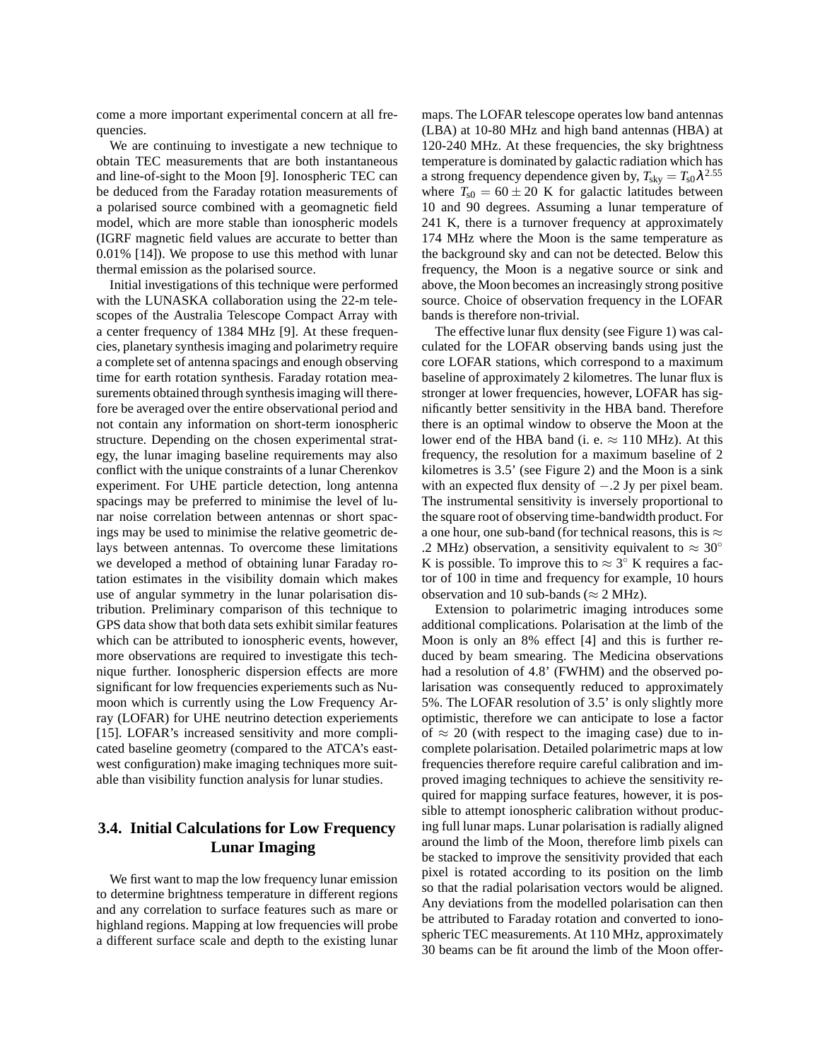come a more important experimental concern at all frequencies.

We are continuing to investigate a new technique to obtain TEC measurements that are both instantaneous and line-of-sight to the Moon [9]. Ionospheric TEC can be deduced from the Faraday rotation measurements of a polarised source combined with a geomagnetic field model, which are more stable than ionospheric models (IGRF magnetic field values are accurate to better than 0.01% [14]). We propose to use this method with lunar thermal emission as the polarised source.

Initial investigations of this technique were performed with the LUNASKA collaboration using the 22-m telescopes of the Australia Telescope Compact Array with a center frequency of 1384 MHz [9]. At these frequencies, planetary synthesis imaging and polarimetry require a complete set of antenna spacings and enough observing time for earth rotation synthesis. Faraday rotation measurements obtained through synthesis imaging will therefore be averaged over the entire observational period and not contain any information on short-term ionospheric structure. Depending on the chosen experimental strategy, the lunar imaging baseline requirements may also conflict with the unique constraints of a lunar Cherenkov experiment. For UHE particle detection, long antenna spacings may be preferred to minimise the level of lunar noise correlation between antennas or short spacings may be used to minimise the relative geometric delays between antennas. To overcome these limitations we developed a method of obtaining lunar Faraday rotation estimates in the visibility domain which makes use of angular symmetry in the lunar polarisation distribution. Preliminary comparison of this technique to GPS data show that both data sets exhibit similar features which can be attributed to ionospheric events, however, more observations are required to investigate this technique further. Ionospheric dispersion effects are more significant for low frequencies experiements such as Numoon which is currently using the Low Frequency Array (LOFAR) for UHE neutrino detection experiements [15]. LOFAR's increased sensitivity and more complicated baseline geometry (compared to the ATCA's east-west configuration) make imaging techniques more suitable than visibility function analysis for lunar studies.

## 3.4. Initial Calculations for Low Frequency Lunar Imaging

We first want to map the low frequency lunar emission to determine brightness temperature in different regions and any correlation to surface features such as mare or highland regions. Mapping at low frequencies will probe a different surface scale and depth to the existing lunar maps. The LOFAR telescope operates low band antennas (LBA) at 10-80 MHz and high band antennas (HBA) at 120-240 MHz. At these frequencies, the sky brightness temperature is dominated by galactic radiation which has a strong frequency dependence given by, $T_{\rm sky} = T_{\rm s0}\lambda^{2.55}$ where $T_{\rm s0} = 60 \pm 20$ K for galactic latitudes between 10 and 90 degrees. Assuming a lunar temperature of 241 K, there is a turnover frequency at approximately 174 MHz where the Moon is the same temperature as the background sky and can not be detected. Below this frequency, the Moon is a negative source or sink and above, the Moon becomes an increasingly strong positive source. Choice of observation frequency in the LOFAR bands is therefore non-trivial.

The effective lunar flux density (see Figure 1) was calculated for the LOFAR observing bands using just the core LOFAR stations, which correspond to a maximum baseline of approximately 2 kilometres. The lunar flux is stronger at lower frequencies, however, LOFAR has significantly better sensitivity in the HBA band. Therefore there is an optimal window to observe the Moon at the lower end of the HBA band (i. e. $\approx 110$ MHz). At this frequency, the resolution for a maximum baseline of 2 kilometres is 3.5' (see Figure 2) and the Moon is a sink with an expected flux density of $-.2$ Jy per pixel beam. The instrumental sensitivity is inversely proportional to the square root of observing time-bandwidth product. For a one hour, one sub-band (for technical reasons, this is $\approx$ .2 MHz) observation, a sensitivity equivalent to $\approx 30^{\circ}$ K is possible. To improve this to $\approx 3^{\circ}$ K requires a factor of 100 in time and frequency for example, 10 hours observation and 10 sub-bands ($\approx 2$ MHz).

Extension to polarimetric imaging introduces some additional complications. Polarisation at the limb of the Moon is only an 8% effect [4] and this is further reduced by beam smearing. The Medicina observations had a resolution of 4.8' (FWHM) and the observed polarisation was consequently reduced to approximately 5%. The LOFAR resolution of 3.5' is only slightly more optimistic, therefore we can anticipate to lose a factor of $\approx 20$ (with respect to the imaging case) due to incomplete polarisation. Detailed polarimetric maps at low frequencies therefore require careful calibration and improved imaging techniques to achieve the sensitivity required for mapping surface features, however, it is possible to attempt ionospheric calibration without producing full lunar maps. Lunar polarisation is radially aligned around the limb of the Moon, therefore limb pixels can be stacked to improve the sensitivity provided that each pixel is rotated according to its position on the limb so that the radial polarisation vectors would be aligned. Any deviations from the modelled polarisation can then be attributed to Faraday rotation and converted to ionospheric TEC measurements. At 110 MHz, approximately 30 beams can be fit around the limb of the Moon offer-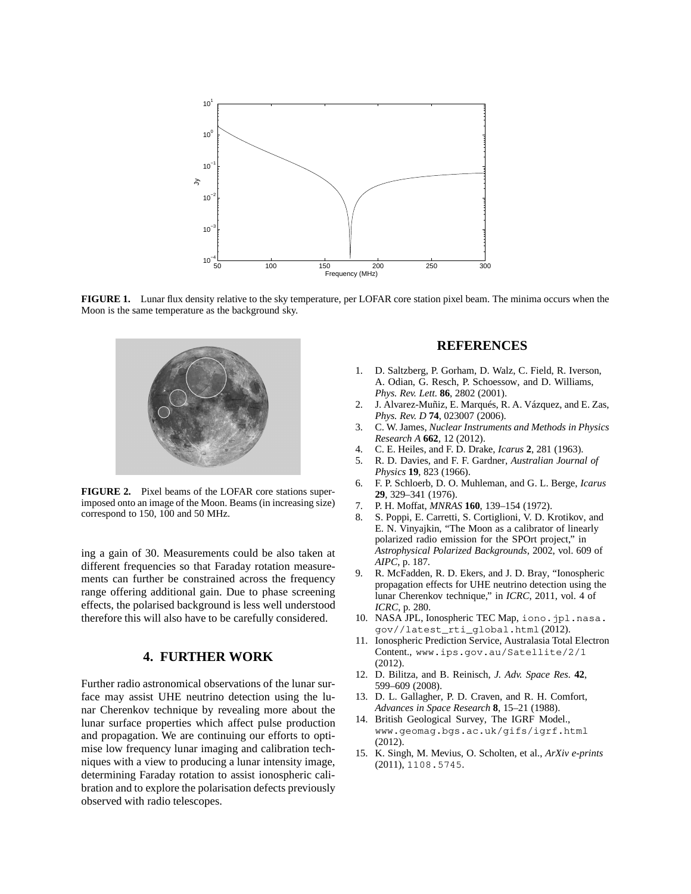$10^1$

$10^0$

$10^{-1}$

Jy

$10^{-2}$

$10^{-3}$

$10^{-4}$

50 100 150 200 250 300

Frequency (MHz)

**FIGURE 1.** Lunar flux density relative to the sky temperature, per LOFAR core station pixel beam. The minima occurs when the Moon is the same temperature as the background sky.

**FIGURE 2.** Pixel beams of the LOFAR core stations superimposed onto an image of the Moon. Beams (in increasing size) correspond to 150, 100 and 50 MHz.

ing a gain of 30. Measurements could be also taken at different frequencies so that Faraday rotation measurements can further be constrained across the frequency range offering additional gain. Due to phase screening effects, the polarised background is less well understood therefore this will also have to be carefully considered.

## 4. FURTHER WORK

Further radio astronomical observations of the lunar surface may assist UHE neutrino detection using the lunar Cherenkov technique by revealing more about the lunar surface properties which affect pulse production and propagation. We are continuing our efforts to optimise low frequency lunar imaging and calibration techniques with a view to producing a lunar intensity image, determining Faraday rotation to assist ionospheric calibration and to explore the polarisation defects previously observed with radio telescopes.

## REFERENCES

1. D. Saltzberg, P. Gorham, D. Walz, C. Field, R. Iverson, A. Odian, G. Resch, P. Schoessow, and D. Williams, *Phys. Rev. Lett.* **86**, 2802 (2001).
2. J. Alvarez-Muñiz, E. Marqués, R. A. Vázquez, and E. Zas, *Phys. Rev. D* **74**, 023007 (2006).
3. C. W. James, *Nuclear Instruments and Methods in Physics Research A* **662**, 12 (2012).
4. C. E. Heiles, and F. D. Drake, *Icarus* **2**, 281 (1963).
5. R. D. Davies, and F. F. Gardner, *Australian Journal of Physics* **19**, 823 (1966).
6. F. P. Schloerb, D. O. Muhleman, and G. L. Berge, *Icarus* **29**, 329–341 (1976).
7. P. H. Moffat, *MNRAS* **160**, 139–154 (1972).
8. S. Poppi, E. Carretti, S. Cortiglioni, V. D. Krotikov, and E. N. Vinyajkin, "The Moon as a calibrator of linearly polarized radio emission for the SPOrt project," in *Astrophysical Polarized Backgrounds*, 2002, vol. 609 of *AIPC*, p. 187.
9. R. McFadden, R. D. Ekers, and J. D. Bray, "Ionospheric propagation effects for UHE neutrino detection using the lunar Cherenkov technique," in *ICRC*, 2011, vol. 4 of *ICRC*, p. 280.
10. NASA JPL, Ionospheric TEC Map, iono.jpl.nasa.gov//latest_rti_global.html (2012).
11. Ionospheric Prediction Service, Australasia Total Electron Content., www.ips.gov.au/Satellite/2/1 (2012).
12. D. Bilitza, and B. Reinisch, *J. Adv. Space Res.* **42**, 599–609 (2008).
13. D. L. Gallagher, P. D. Craven, and R. H. Comfort, *Advances in Space Research* **8**, 15–21 (1988).
14. British Geological Survey, The IGRF Model., www.geomag.bgs.ac.uk/gifs/igrf.html (2012).
15. K. Singh, M. Mevius, O. Scholten, et al., *ArXiv e-prints* (2011), 1108.5745.